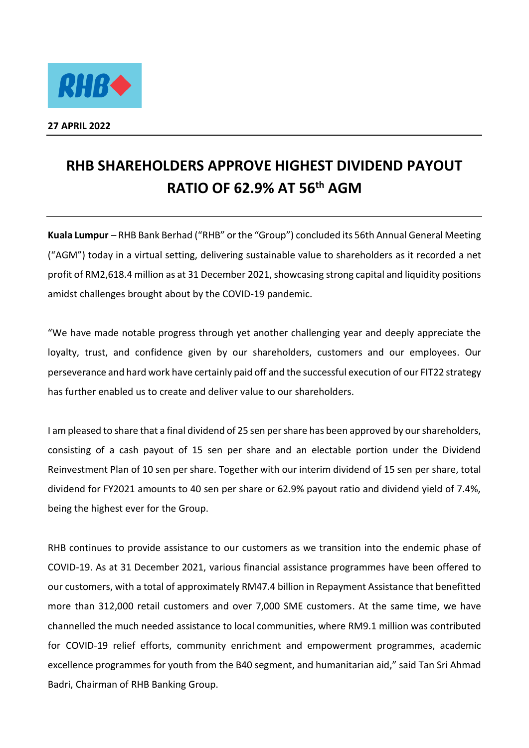**27 APRIL 2022**

# RHB SHAREHOLDERS APPROVE HIGHEST DIVIDEND PAYOUT RATIO OF 62.9% AT 56th AGM

**Kuala Lumpur** – RHB Bank Berhad ("RHB" or the "Group") concluded its 56th Annual General Meeting ("AGM") today in a virtual setting, delivering sustainable value to shareholders as it recorded a net profit of RM2,618.4 million as at 31 December 2021, showcasing strong capital and liquidity positions amidst challenges brought about by the COVID-19 pandemic.

"We have made notable progress through yet another challenging year and deeply appreciate the loyalty, trust, and confidence given by our shareholders, customers and our employees. Our perseverance and hard work have certainly paid off and the successful execution of our FIT22 strategy has further enabled us to create and deliver value to our shareholders.

I am pleased to share that a final dividend of 25 sen per share has been approved by our shareholders, consisting of a cash payout of 15 sen per share and an electable portion under the Dividend Reinvestment Plan of 10 sen per share. Together with our interim dividend of 15 sen per share, total dividend for FY2021 amounts to 40 sen per share or 62.9% payout ratio and dividend yield of 7.4%, being the highest ever for the Group.

RHB continues to provide assistance to our customers as we transition into the endemic phase of COVID-19. As at 31 December 2021, various financial assistance programmes have been offered to our customers, with a total of approximately RM47.4 billion in Repayment Assistance that benefitted more than 312,000 retail customers and over 7,000 SME customers. At the same time, we have channelled the much needed assistance to local communities, where RM9.1 million was contributed for COVID-19 relief efforts, community enrichment and empowerment programmes, academic excellence programmes for youth from the B40 segment, and humanitarian aid," said Tan Sri Ahmad Badri, Chairman of RHB Banking Group.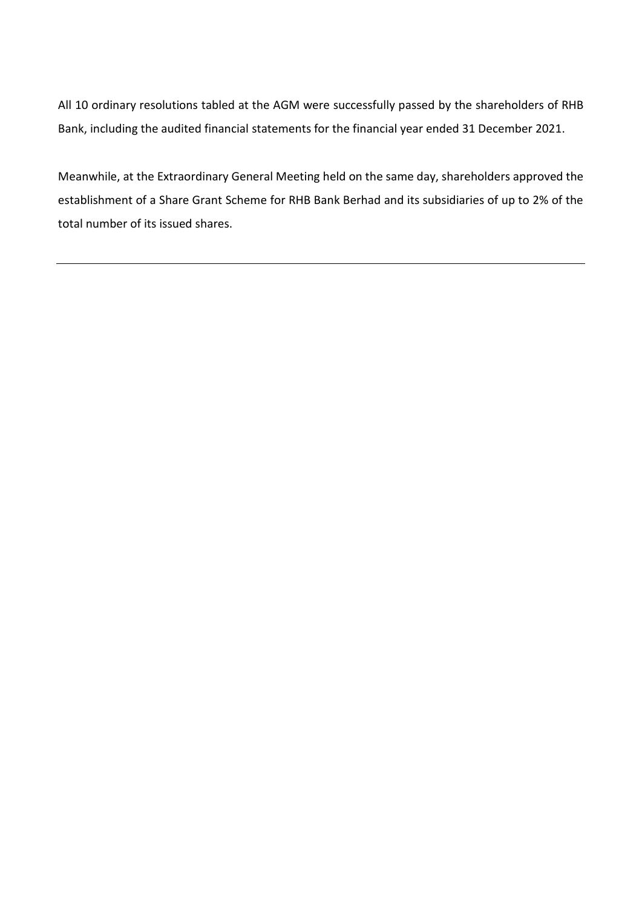All 10 ordinary resolutions tabled at the AGM were successfully passed by the shareholders of RHB Bank, including the audited financial statements for the financial year ended 31 December 2021.

Meanwhile, at the Extraordinary General Meeting held on the same day, shareholders approved the establishment of a Share Grant Scheme for RHB Bank Berhad and its subsidiaries of up to 2% of the total number of its issued shares.

---